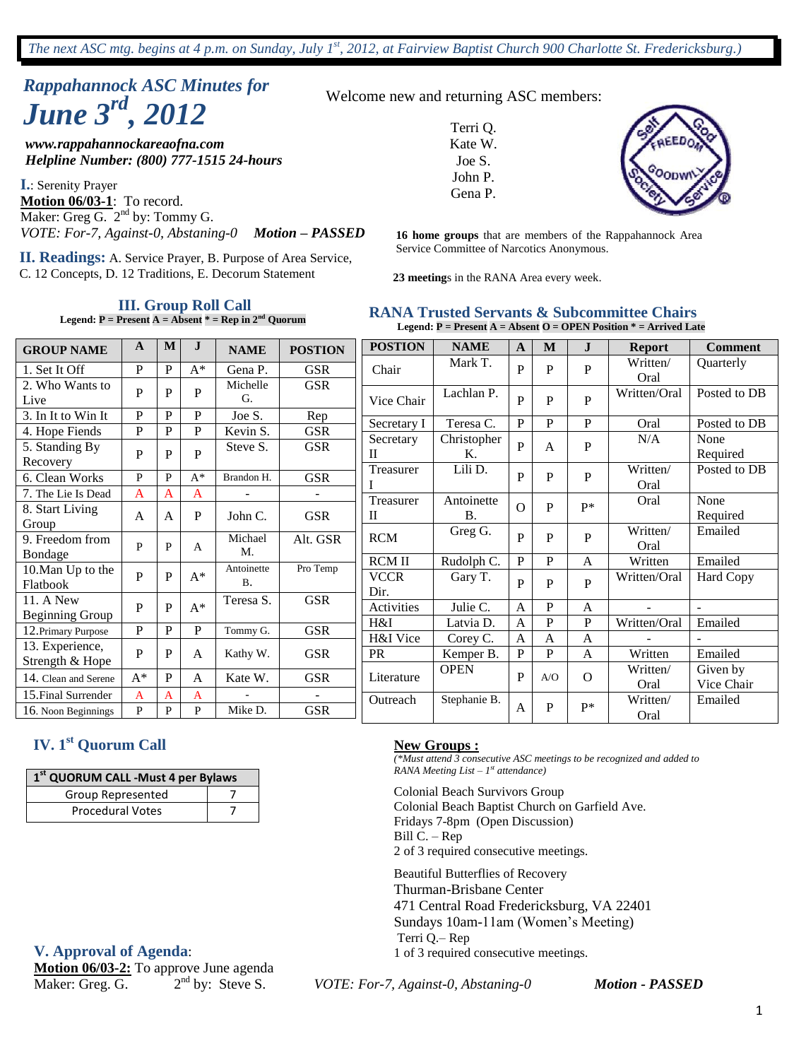*The next ASC mtg. begins at 4 p.m. on Sunday, July 1st, 2012, at Fairview Baptist Church 900 Charlotte St. Fredericksburg.)*

# *Rappahannock ASC Minutes for June 3rd, 2012*

***www.rappahannockareaofna.com***
***Helpline Number: (800) 777-1515 24-hours***

Welcome new and returning ASC members:

Terri Q.
Kate W.
Joe S.
John P.
Gena P.

**16 home groups** that are members of the Rappahannock Area Service Committee of Narcotics Anonymous.

**23 meeting**s in the RANA Area every week.

**I.**: Serenity Prayer
**Motion 06/03-1**: To record.
Maker: Greg G. 2nd by: Tommy G.
*VOTE: For-7, Against-0, Abstaining-0* ***Motion – PASSED***

**II. Readings:** A. Service Prayer, B. Purpose of Area Service, C. 12 Concepts, D. 12 Traditions, E. Decorum Statement

## III. Group Roll Call

**Legend: P = Present A = Absent * = Rep in 2nd Quorum**

| GROUP NAME | A | M | J | NAME | POSTION |
|---|---|---|---|---|---|
| 1. Set It Off | P | P | A* | Gena P. | GSR |
| 2. Who Wants to Live | P | P | P | Michelle G. | GSR |
| 3. In It to Win It | P | P | P | Joe S. | Rep |
| 4. Hope Fiends | P | P | P | Kevin S. | GSR |
| 5. Standing By Recovery | P | P | P | Steve S. | GSR |
| 6. Clean Works | P | P | A* | Brandon H. | GSR |
| 7. The Lie Is Dead | A | A | A | - | - |
| 8. Start Living Group | A | A | P | John C. | GSR |
| 9. Freedom from Bondage | P | P | A | Michael M. | Alt. GSR |
| 10.Man Up to the Flatbook | P | P | A* | Antoinette B. | Pro Temp |
| 11. A New Beginning Group | P | P | A* | Teresa S. | GSR |
| 12.Primary Purpose | P | P | P | Tommy G. | GSR |
| 13. Experience, Strength & Hope | P | P | A | Kathy W. | GSR |
| 14. Clean and Serene | A* | P | A | Kate W. | GSR |
| 15.Final Surrender | A | A | A | - | - |
| 16. Noon Beginnings | P | P | P | Mike D. | GSR |

## RANA Trusted Servants & Subcommittee Chairs

**Legend: P = Present A = Absent O = OPEN Position * = Arrived Late**

| POSTION | NAME | A | M | J | Report | Comment |
|---|---|---|---|---|---|---|
| Chair | Mark T. | P | P | P | Written/ Oral | Quarterly |
| Vice Chair | Lachlan P. | P | P | P | Written/Oral | Posted to DB |
| Secretary I | Teresa C. | P | P | P | Oral | Posted to DB |
| Secretary II | Christopher K. | P | A | P | N/A | None Required |
| Treasurer I | Lili D. | P | P | P | Written/ Oral | Posted to DB |
| Treasurer II | Antoinette B. | O | P | P* | Oral | None Required |
| RCM | Greg G. | P | P | P | Written/ Oral | Emailed |
| RCM II | Rudolph C. | P | P | A | Written | Emailed |
| VCCR Dir. | Gary T. | P | P | P | Written/Oral | Hard Copy |
| Activities | Julie C. | A | P | A | - | - |
| H&I | Latvia D. | A | P | P | Written/Oral | Emailed |
| H&I Vice | Corey C. | A | A | A | - | - |
| PR | Kemper B. | P | P | A | Written | Emailed |
| Literature | OPEN | P | A/O | O | Written/ Oral | Given by Vice Chair |
| Outreach | Stephanie B. | A | P | P* | Written/ Oral | Emailed |

## IV. 1st Quorum Call

| 1st QUORUM CALL -Must 4 per Bylaws | |
|---|---|
| Group Represented | 7 |
| Procedural Votes | 7 |

**New Groups :**
*(\*Must attend 3 consecutive ASC meetings to be recognized and added to RANA Meeting List – 1st attendance)*

Colonial Beach Survivors Group
Colonial Beach Baptist Church on Garfield Ave.
Fridays 7-8pm (Open Discussion)
Bill C. – Rep
2 of 3 required consecutive meetings.

Beautiful Butterflies of Recovery
Thurman-Brisbane Center
471 Central Road Fredericksburg, VA 22401
Sundays 10am-11am (Women's Meeting)
Terri Q.– Rep
1 of 3 required consecutive meetings.

## V. Approval of Agenda:

**Motion 06/03-2:** To approve June agenda
Maker: Greg. G. 2nd by: Steve S. *VOTE: For-7, Against-0, Abstaining-0* ***Motion - PASSED***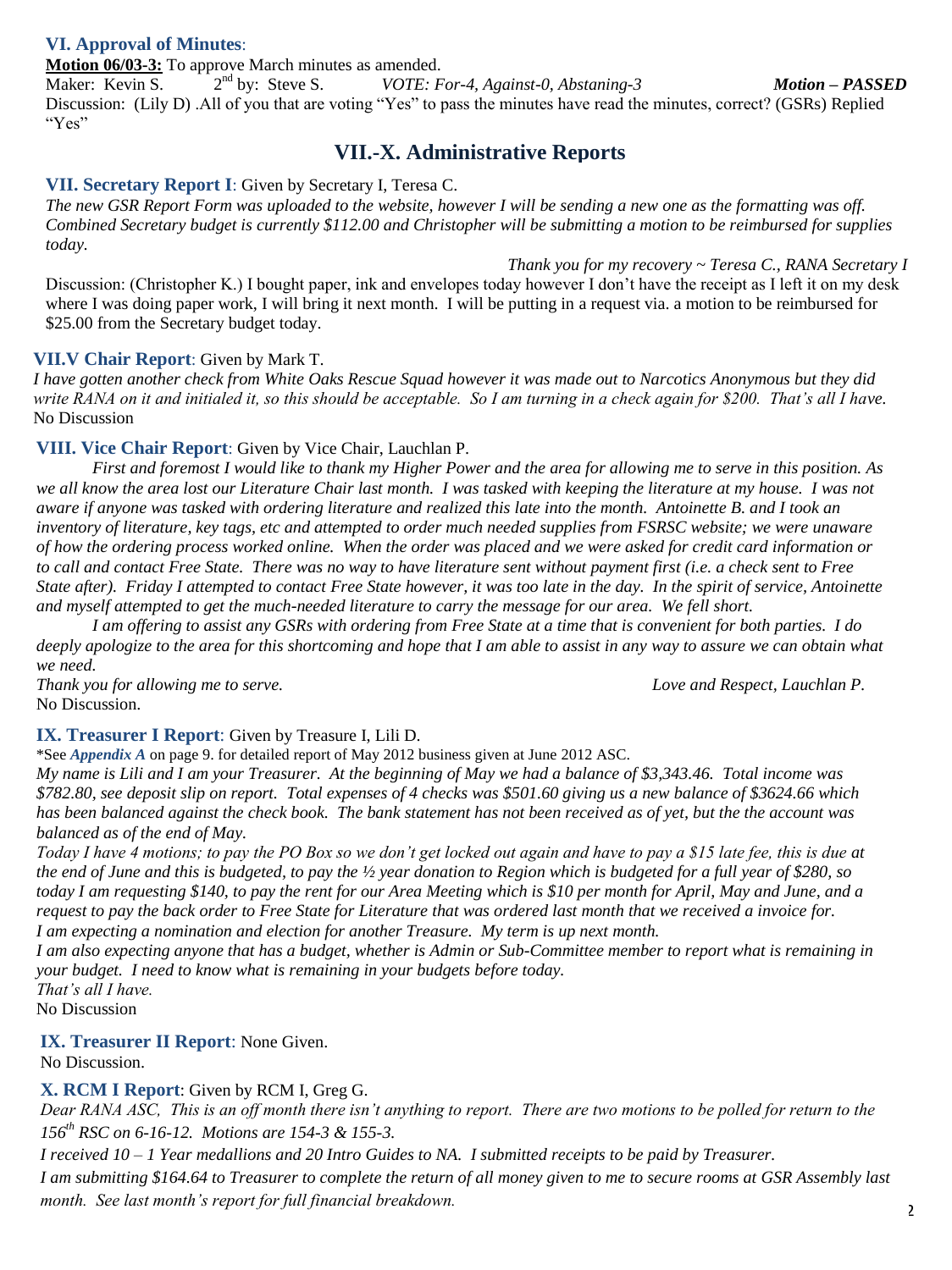### VI. Approval of Minutes:

**Motion 06/03-3:** To approve March minutes as amended.

Maker: Kevin S. 2nd by: Steve S. *VOTE: For-4, Against-0, Abstaning-3* ***Motion – PASSED***

Discussion: (Lily D) .All of you that are voting "Yes" to pass the minutes have read the minutes, correct? (GSRs) Replied "Yes"

## VII.-X. Administrative Reports

### VII. Secretary Report I: Given by Secretary I, Teresa C.

*The new GSR Report Form was uploaded to the website, however I will be sending a new one as the formatting was off. Combined Secretary budget is currently $112.00 and Christopher will be submitting a motion to be reimbursed for supplies today.*

*Thank you for my recovery ~ Teresa C., RANA Secretary I*

Discussion: (Christopher K.) I bought paper, ink and envelopes today however I don't have the receipt as I left it on my desk where I was doing paper work, I will bring it next month. I will be putting in a request via. a motion to be reimbursed for $25.00 from the Secretary budget today.

### VII.V Chair Report: Given by Mark T.

*I have gotten another check from White Oaks Rescue Squad however it was made out to Narcotics Anonymous but they did write RANA on it and initialed it, so this should be acceptable. So I am turning in a check again for $200. That's all I have.*

No Discussion

### VIII. Vice Chair Report: Given by Vice Chair, Lauchlan P.

*First and foremost I would like to thank my Higher Power and the area for allowing me to serve in this position. As we all know the area lost our Literature Chair last month. I was tasked with keeping the literature at my house. I was not aware if anyone was tasked with ordering literature and realized this late into the month. Antoinette B. and I took an inventory of literature, key tags, etc and attempted to order much needed supplies from FSRSC website; we were unaware of how the ordering process worked online. When the order was placed and we were asked for credit card information or to call and contact Free State. There was no way to have literature sent without payment first (i.e. a check sent to Free State after). Friday I attempted to contact Free State however, it was too late in the day. In the spirit of service, Antoinette and myself attempted to get the much-needed literature to carry the message for our area. We fell short.*

*I am offering to assist any GSRs with ordering from Free State at a time that is convenient for both parties. I do deeply apologize to the area for this shortcoming and hope that I am able to assist in any way to assure we can obtain what we need.*

*Thank you for allowing me to serve.* *Love and Respect, Lauchlan P.*

No Discussion.

### IX. Treasurer I Report: Given by Treasure I, Lili D.

*See ***Appendix A*** on page 9. for detailed report of May 2012 business given at June 2012 ASC.

*My name is Lili and I am your Treasurer. At the beginning of May we had a balance of $3,343.46. Total income was $782.80, see deposit slip on report. Total expenses of 4 checks was $501.60 giving us a new balance of $3624.66 which has been balanced against the check book. The bank statement has not been received as of yet, but the the account was balanced as of the end of May.*

*Today I have 4 motions; to pay the PO Box so we don't get locked out again and have to pay a $15 late fee, this is due at the end of June and this is budgeted, to pay the ½ year donation to Region which is budgeted for a full year of $280, so today I am requesting $140, to pay the rent for our Area Meeting which is $10 per month for April, May and June, and a request to pay the back order to Free State for Literature that was ordered last month that we received a invoice for.*

*I am expecting a nomination and election for another Treasure. My term is up next month.*

*I am also expecting anyone that has a budget, whether is Admin or Sub-Committee member to report what is remaining in your budget. I need to know what is remaining in your budgets before today.*

*That's all I have.*

No Discussion

### IX. Treasurer II Report: None Given.

No Discussion.

### X. RCM I Report: Given by RCM I, Greg G.

*Dear RANA ASC, This is an off month there isn't anything to report. There are two motions to be polled for return to the 156th RSC on 6-16-12. Motions are 154-3 & 155-3.*

*I received 10 – 1 Year medallions and 20 Intro Guides to NA. I submitted receipts to be paid by Treasurer.*

*I am submitting $164.64 to Treasurer to complete the return of all money given to me to secure rooms at GSR Assembly last month. See last month's report for full financial breakdown.*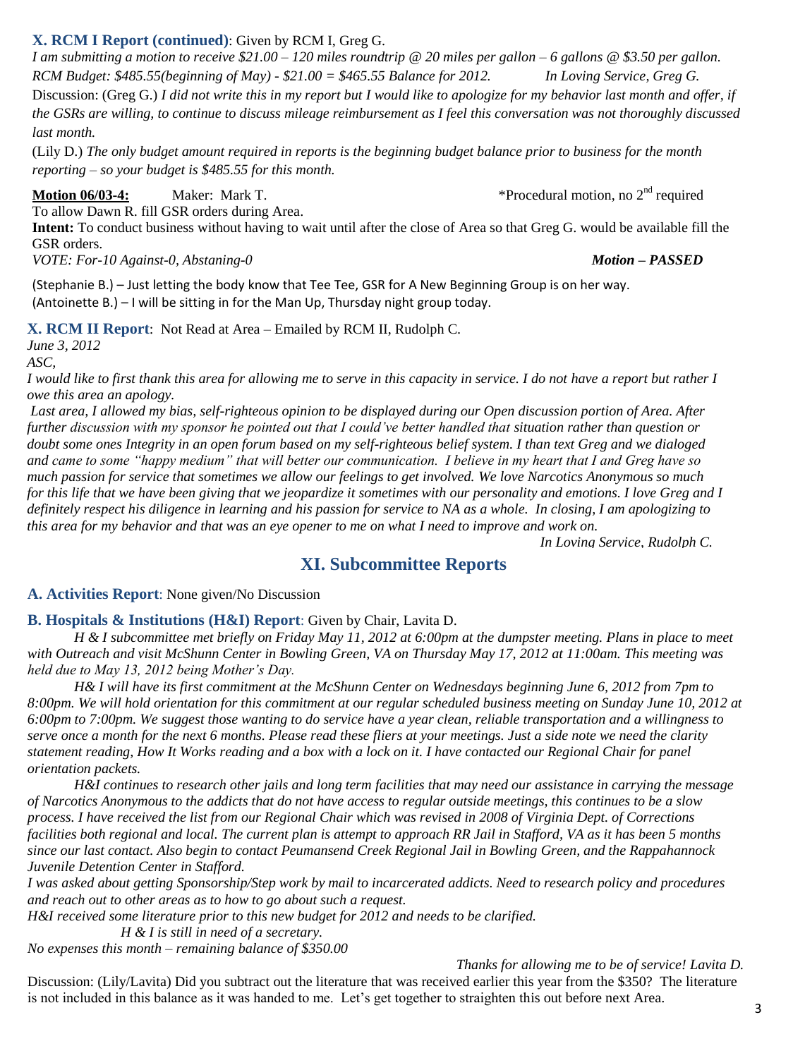### X. RCM I Report (continued): Given by RCM I, Greg G.

*I am submitting a motion to receive $21.00 – 120 miles roundtrip @ 20 miles per gallon – 6 gallons @ $3.50 per gallon. RCM Budget: $485.55(beginning of May) - $21.00 = $465.55 Balance for 2012. In Loving Service, Greg G.*

Discussion: (Greg G.) *I did not write this in my report but I would like to apologize for my behavior last month and offer, if the GSRs are willing, to continue to discuss mileage reimbursement as I feel this conversation was not thoroughly discussed last month.*

(Lily D.) *The only budget amount required in reports is the beginning budget balance prior to business for the month reporting – so your budget is $485.55 for this month.*

**Motion 06/03-4:** Maker: Mark T. *Procedural motion, no 2nd required

To allow Dawn R. fill GSR orders during Area.

**Intent:** To conduct business without having to wait until after the close of Area so that Greg G. would be available fill the GSR orders.

*VOTE: For-10 Against-0, Abstaning-0* ***Motion – PASSED***

(Stephanie B.) – Just letting the body know that Tee Tee, GSR for A New Beginning Group is on her way.
(Antoinette B.) – I will be sitting in for the Man Up, Thursday night group today.

### X. RCM II Report: Not Read at Area – Emailed by RCM II, Rudolph C.

*June 3, 2012*

*ASC,*

*I would like to first thank this area for allowing me to serve in this capacity in service. I do not have a report but rather I owe this area an apology.*

*Last area, I allowed my bias, self-righteous opinion to be displayed during our Open discussion portion of Area. After further discussion with my sponsor he pointed out that I could've better handled that situation rather than question or doubt some ones Integrity in an open forum based on my self-righteous belief system. I than text Greg and we dialoged and came to some "happy medium" that will better our communication. I believe in my heart that I and Greg have so much passion for service that sometimes we allow our feelings to get involved. We love Narcotics Anonymous so much for this life that we have been giving that we jeopardize it sometimes with our personality and emotions. I love Greg and I definitely respect his diligence in learning and his passion for service to NA as a whole. In closing, I am apologizing to this area for my behavior and that was an eye opener to me on what I need to improve and work on.*

*In Loving Service, Rudolph C.*

## XI. Subcommittee Reports

### A. Activities Report: None given/No Discussion

### B. Hospitals & Institutions (H&I) Report: Given by Chair, Lavita D.

*H & I subcommittee met briefly on Friday May 11, 2012 at 6:00pm at the dumpster meeting. Plans in place to meet with Outreach and visit McShunn Center in Bowling Green, VA on Thursday May 17, 2012 at 11:00am. This meeting was held due to May 13, 2012 being Mother's Day.*

*H& I will have its first commitment at the McShunn Center on Wednesdays beginning June 6, 2012 from 7pm to 8:00pm. We will hold orientation for this commitment at our regular scheduled business meeting on Sunday June 10, 2012 at 6:00pm to 7:00pm. We suggest those wanting to do service have a year clean, reliable transportation and a willingness to serve once a month for the next 6 months. Please read these fliers at your meetings. Just a side note we need the clarity statement reading, How It Works reading and a box with a lock on it. I have contacted our Regional Chair for panel orientation packets.*

*H&I continues to research other jails and long term facilities that may need our assistance in carrying the message of Narcotics Anonymous to the addicts that do not have access to regular outside meetings, this continues to be a slow process. I have received the list from our Regional Chair which was revised in 2008 of Virginia Dept. of Corrections facilities both regional and local. The current plan is attempt to approach RR Jail in Stafford, VA as it has been 5 months since our last contact. Also begin to contact Peumansend Creek Regional Jail in Bowling Green, and the Rappahannock Juvenile Detention Center in Stafford.*

*I was asked about getting Sponsorship/Step work by mail to incarcerated addicts. Need to research policy and procedures and reach out to other areas as to how to go about such a request.*

*H&I received some literature prior to this new budget for 2012 and needs to be clarified.*

*H & I is still in need of a secretary.*

*No expenses this month – remaining balance of $350.00*

*Thanks for allowing me to be of service! Lavita D.*

Discussion: (Lily/Lavita) Did you subtract out the literature that was received earlier this year from the $350? The literature is not included in this balance as it was handed to me. Let's get together to straighten this out before next Area.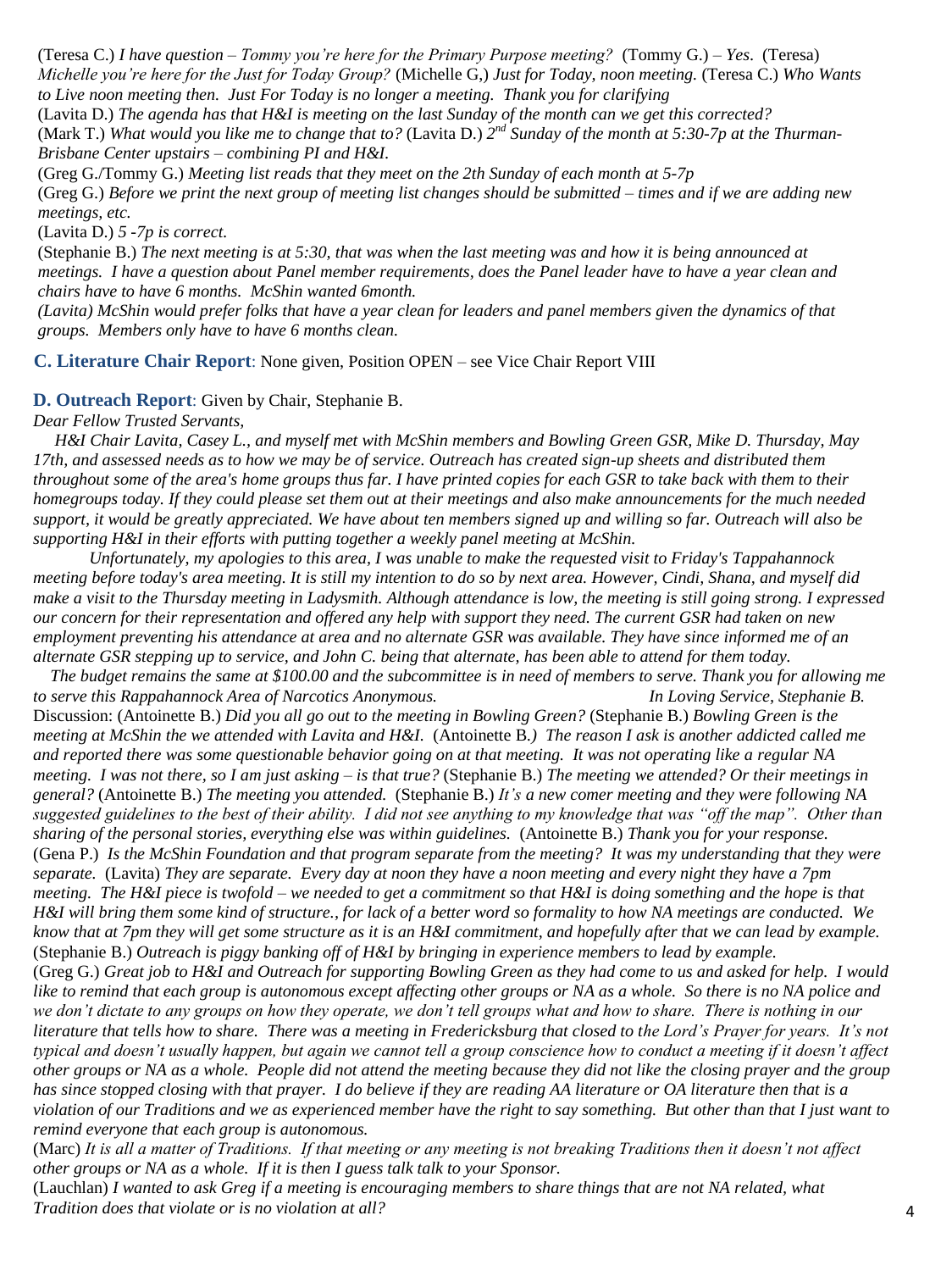(Teresa C.) *I have question – Tommy you're here for the Primary Purpose meeting?* (Tommy G.) – *Yes*. (Teresa) *Michelle you're here for the Just for Today Group?* (Michelle G,) *Just for Today, noon meeting.* (Teresa C.) *Who Wants to Live noon meeting then. Just For Today is no longer a meeting. Thank you for clarifying*

(Lavita D.) *The agenda has that H&I is meeting on the last Sunday of the month can we get this corrected?*

(Mark T.) *What would you like me to change that to?* (Lavita D.) *2nd Sunday of the month at 5:30-7p at the Thurman-Brisbane Center upstairs – combining PI and H&I.*

(Greg G./Tommy G.) *Meeting list reads that they meet on the 2th Sunday of each month at 5-7p*

(Greg G.) *Before we print the next group of meeting list changes should be submitted – times and if we are adding new meetings, etc.*

(Lavita D.) *5 -7p is correct.*

(Stephanie B.) *The next meeting is at 5:30, that was when the last meeting was and how it is being announced at meetings. I have a question about Panel member requirements, does the Panel leader have to have a year clean and chairs have to have 6 months. McShin wanted 6month.*

*(Lavita) McShin would prefer folks that have a year clean for leaders and panel members given the dynamics of that groups. Members only have to have 6 months clean.*

**C. Literature Chair Report**: None given, Position OPEN – see Vice Chair Report VIII

**D. Outreach Report**: Given by Chair, Stephanie B.

*Dear Fellow Trusted Servants,*

*H&I Chair Lavita, Casey L., and myself met with McShin members and Bowling Green GSR, Mike D. Thursday, May 17th, and assessed needs as to how we may be of service. Outreach has created sign-up sheets and distributed them throughout some of the area's home groups thus far. I have printed copies for each GSR to take back with them to their homegroups today. If they could please set them out at their meetings and also make announcements for the much needed support, it would be greatly appreciated. We have about ten members signed up and willing so far. Outreach will also be supporting H&I in their efforts with putting together a weekly panel meeting at McShin.*

*Unfortunately, my apologies to this area, I was unable to make the requested visit to Friday's Tappahannock meeting before today's area meeting. It is still my intention to do so by next area. However, Cindi, Shana, and myself did make a visit to the Thursday meeting in Ladysmith. Although attendance is low, the meeting is still going strong. I expressed our concern for their representation and offered any help with support they need. The current GSR had taken on new employment preventing his attendance at area and no alternate GSR was available. They have since informed me of an alternate GSR stepping up to service, and John C. being that alternate, has been able to attend for them today.*

*The budget remains the same at $100.00 and the subcommittee is in need of members to serve. Thank you for allowing me to serve this Rappahannock Area of Narcotics Anonymous.* *In Loving Service, Stephanie B.*

Discussion: (Antoinette B.) *Did you all go out to the meeting in Bowling Green?* (Stephanie B.) *Bowling Green is the meeting at McShin the we attended with Lavita and H&I.* (Antoinette B.*) The reason I ask is another addicted called me and reported there was some questionable behavior going on at that meeting. It was not operating like a regular NA meeting. I was not there, so I am just asking – is that true?* (Stephanie B.) *The meeting we attended? Or their meetings in general?* (Antoinette B.) *The meeting you attended.* (Stephanie B.) *It's a new comer meeting and they were following NA suggested guidelines to the best of their ability. I did not see anything to my knowledge that was "off the map". Other than sharing of the personal stories, everything else was within guidelines.* (Antoinette B.) *Thank you for your response.* (Gena P.) *Is the McShin Foundation and that program separate from the meeting? It was my understanding that they were separate.* (Lavita) *They are separate. Every day at noon they have a noon meeting and every night they have a 7pm meeting. The H&I piece is twofold – we needed to get a commitment so that H&I is doing something and the hope is that H&I will bring them some kind of structure., for lack of a better word so formality to how NA meetings are conducted. We know that at 7pm they will get some structure as it is an H&I commitment, and hopefully after that we can lead by example.* (Stephanie B.) *Outreach is piggy banking off of H&I by bringing in experience members to lead by example.*

(Greg G.) *Great job to H&I and Outreach for supporting Bowling Green as they had come to us and asked for help. I would like to remind that each group is autonomous except affecting other groups or NA as a whole. So there is no NA police and we don't dictate to any groups on how they operate, we don't tell groups what and how to share. There is nothing in our literature that tells how to share. There was a meeting in Fredericksburg that closed to the Lord's Prayer for years. It's not typical and doesn't usually happen, but again we cannot tell a group conscience how to conduct a meeting if it doesn't affect other groups or NA as a whole. People did not attend the meeting because they did not like the closing prayer and the group has since stopped closing with that prayer. I do believe if they are reading AA literature or OA literature then that is a violation of our Traditions and we as experienced member have the right to say something. But other than that I just want to remind everyone that each group is autonomous.*

(Marc) *It is all a matter of Traditions. If that meeting or any meeting is not breaking Traditions then it doesn't not affect other groups or NA as a whole. If it is then I guess talk talk to your Sponsor.*

(Lauchlan) *I wanted to ask Greg if a meeting is encouraging members to share things that are not NA related, what Tradition does that violate or is no violation at all?*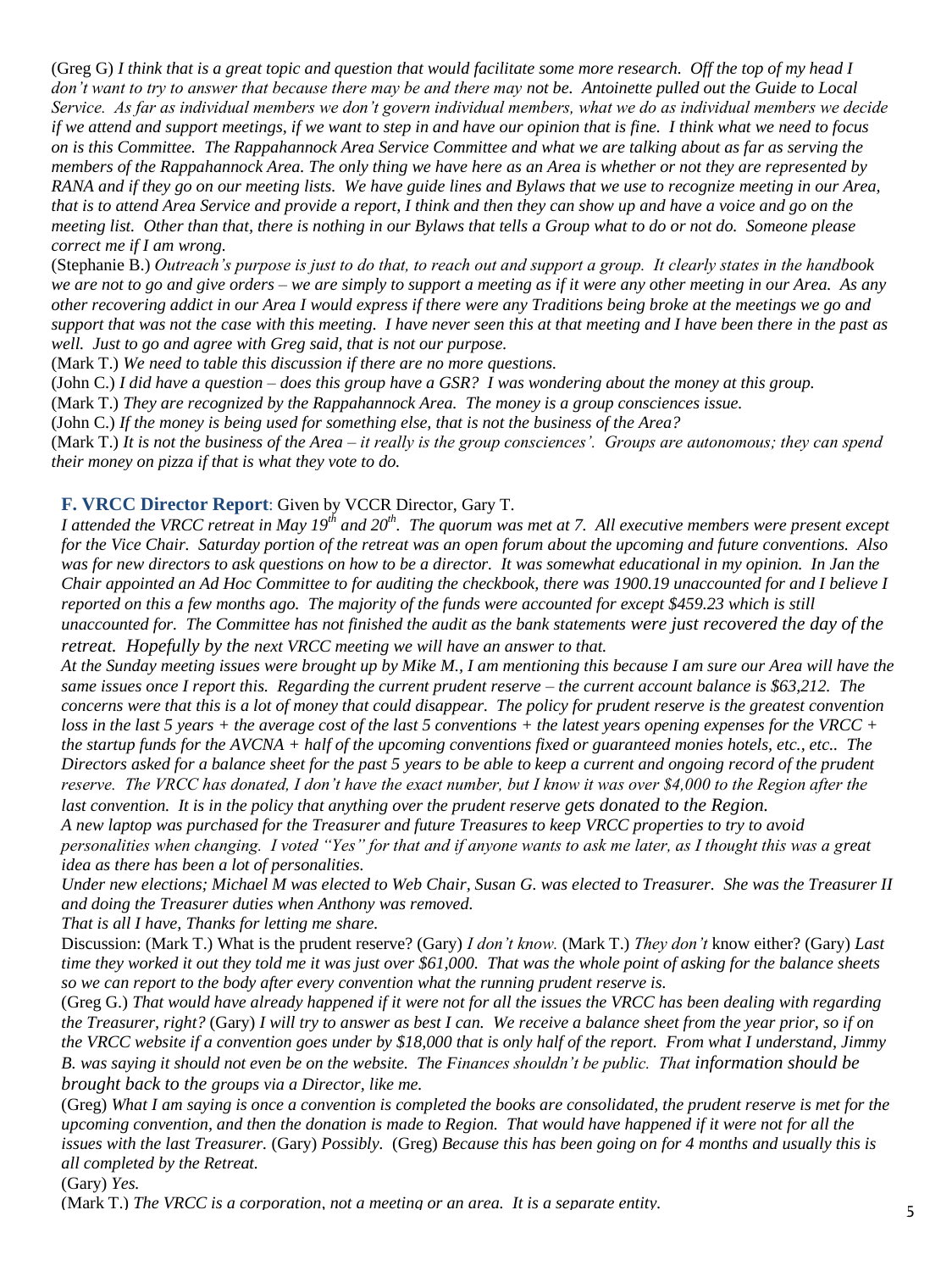(Greg G) *I think that is a great topic and question that would facilitate some more research. Off the top of my head I don't want to try to answer that because there may be and there may not be. Antoinette pulled out the Guide to Local Service. As far as individual members we don't govern individual members, what we do as individual members we decide if we attend and support meetings, if we want to step in and have our opinion that is fine. I think what we need to focus on is this Committee. The Rappahannock Area Service Committee and what we are talking about as far as serving the members of the Rappahannock Area. The only thing we have here as an Area is whether or not they are represented by RANA and if they go on our meeting lists. We have guide lines and Bylaws that we use to recognize meeting in our Area, that is to attend Area Service and provide a report, I think and then they can show up and have a voice and go on the meeting list. Other than that, there is nothing in our Bylaws that tells a Group what to do or not do. Someone please correct me if I am wrong.*

(Stephanie B.) *Outreach's purpose is just to do that, to reach out and support a group. It clearly states in the handbook we are not to go and give orders – we are simply to support a meeting as if it were any other meeting in our Area. As any other recovering addict in our Area I would express if there were any Traditions being broke at the meetings we go and support that was not the case with this meeting. I have never seen this at that meeting and I have been there in the past as well. Just to go and agree with Greg said, that is not our purpose.*

(Mark T.) *We need to table this discussion if there are no more questions.*

(John C.) *I did have a question – does this group have a GSR? I was wondering about the money at this group.*

(Mark T.) *They are recognized by the Rappahannock Area. The money is a group consciences issue.*

(John C.) *If the money is being used for something else, that is not the business of the Area?*

(Mark T.) *It is not the business of the Area – it really is the group consciences'. Groups are autonomous; they can spend their money on pizza if that is what they vote to do.*

### F. VRCC Director Report: Given by VCCR Director, Gary T.

*I attended the VRCC retreat in May 19th and 20th. The quorum was met at 7. All executive members were present except for the Vice Chair. Saturday portion of the retreat was an open forum about the upcoming and future conventions. Also was for new directors to ask questions on how to be a director. It was somewhat educational in my opinion. In Jan the Chair appointed an Ad Hoc Committee to for auditing the checkbook, there was 1900.19 unaccounted for and I believe I reported on this a few months ago. The majority of the funds were accounted for except $459.23 which is still unaccounted for. The Committee has not finished the audit as the bank statements were just recovered the day of the retreat. Hopefully by the next VRCC meeting we will have an answer to that.*

*At the Sunday meeting issues were brought up by Mike M., I am mentioning this because I am sure our Area will have the same issues once I report this. Regarding the current prudent reserve – the current account balance is $63,212. The concerns were that this is a lot of money that could disappear. The policy for prudent reserve is the greatest convention loss in the last 5 years + the average cost of the last 5 conventions + the latest years opening expenses for the VRCC + the startup funds for the AVCNA + half of the upcoming conventions fixed or guaranteed monies hotels, etc., etc.. The Directors asked for a balance sheet for the past 5 years to be able to keep a current and ongoing record of the prudent reserve. The VRCC has donated, I don't have the exact number, but I know it was over $4,000 to the Region after the last convention. It is in the policy that anything over the prudent reserve gets donated to the Region.*

*A new laptop was purchased for the Treasurer and future Treasures to keep VRCC properties to try to avoid personalities when changing. I voted "Yes" for that and if anyone wants to ask me later, as I thought this was a great idea as there has been a lot of personalities.*

*Under new elections; Michael M was elected to Web Chair, Susan G. was elected to Treasurer. She was the Treasurer II and doing the Treasurer duties when Anthony was removed.*

*That is all I have, Thanks for letting me share.*

Discussion: (Mark T.) What is the prudent reserve? (Gary) *I don't know.* (Mark T.) *They don't* know either? (Gary) *Last time they worked it out they told me it was just over $61,000. That was the whole point of asking for the balance sheets so we can report to the body after every convention what the running prudent reserve is.*

(Greg G.) *That would have already happened if it were not for all the issues the VRCC has been dealing with regarding the Treasurer, right?* (Gary) *I will try to answer as best I can. We receive a balance sheet from the year prior, so if on the VRCC website if a convention goes under by $18,000 that is only half of the report. From what I understand, Jimmy B. was saying it should not even be on the website. The Finances shouldn't be public. That information should be brought back to the groups via a Director, like me.*

(Greg) *What I am saying is once a convention is completed the books are consolidated, the prudent reserve is met for the upcoming convention, and then the donation is made to Region. That would have happened if it were not for all the issues with the last Treasurer.* (Gary) *Possibly.* (Greg) *Because this has been going on for 4 months and usually this is all completed by the Retreat.*

(Gary) *Yes.*

(Mark T.) *The VRCC is a corporation, not a meeting or an area. It is a separate entity.*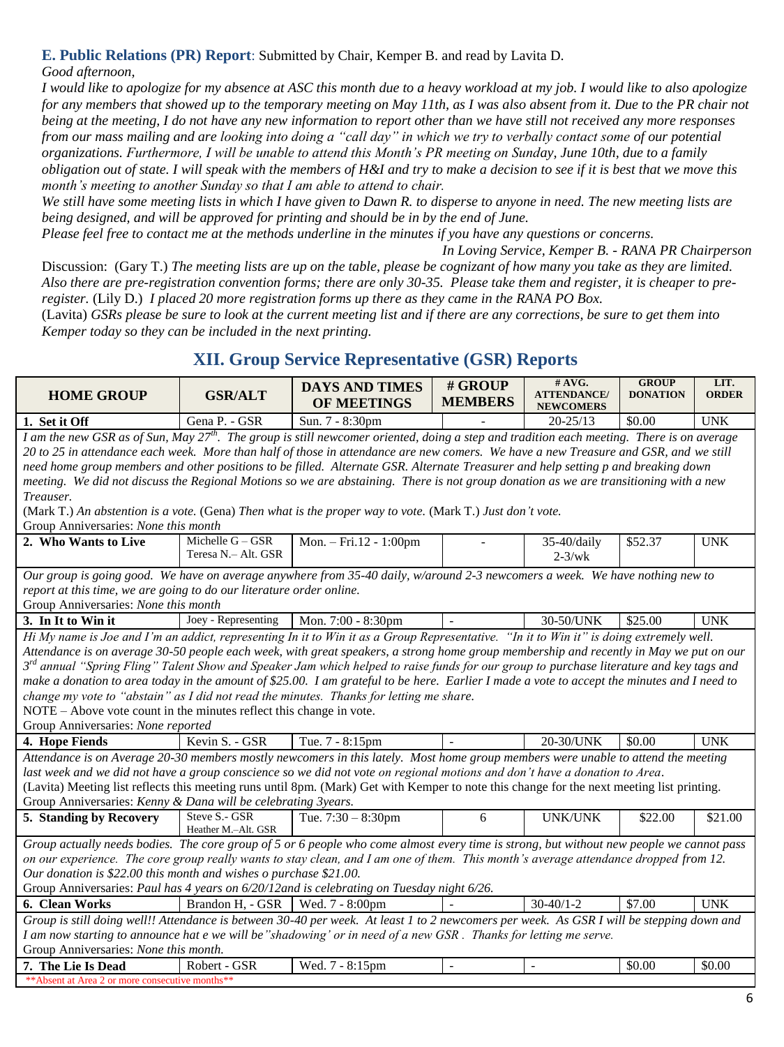**E. Public Relations (PR) Report**: Submitted by Chair, Kemper B. and read by Lavita D.

*Good afternoon,*

*I would like to apologize for my absence at ASC this month due to a heavy workload at my job. I would like to also apologize for any members that showed up to the temporary meeting on May 11th, as I was also absent from it. Due to the PR chair not being at the meeting, I do not have any new information to report other than we have still not received any more responses from our mass mailing and are looking into doing a "call day" in which we try to verbally contact some of our potential organizations. Furthermore, I will be unable to attend this Month's PR meeting on Sunday, June 10th, due to a family obligation out of state. I will speak with the members of H&I and try to make a decision to see if it is best that we move this month's meeting to another Sunday so that I am able to attend to chair.*

*We still have some meeting lists in which I have given to Dawn R. to disperse to anyone in need. The new meeting lists are being designed, and will be approved for printing and should be in by the end of June.*

*Please feel free to contact me at the methods underline in the minutes if you have any questions or concerns.*

*In Loving Service, Kemper B. - RANA PR Chairperson*

Discussion: (Gary T.) *The meeting lists are up on the table, please be cognizant of how many you take as they are limited. Also there are pre-registration convention forms; there are only 30-35. Please take them and register, it is cheaper to pre-register.* (Lily D.) *I placed 20 more registration forms up there as they came in the RANA PO Box.*

(Lavita) *GSRs please be sure to look at the current meeting list and if there are any corrections, be sure to get them into Kemper today so they can be included in the next printing.*

## XII. Group Service Representative (GSR) Reports

| HOME GROUP | GSR/ALT | DAYS AND TIMES OF MEETINGS | # GROUP MEMBERS | # AVG. ATTENDANCE/ NEWCOMERS | GROUP DONATION | LIT. ORDER |
|---|---|---|---|---|---|---|
| **1. Set it Off** | Gena P. - GSR | Sun. 7 - 8:30pm | - | 20-25/13 | $0.00 | UNK |
| *I am the new GSR as of Sun, May 27th. The group is still newcomer oriented, doing a step and tradition each meeting. There is on average 20 to 25 in attendance each week. More than half of those in attendance are new comers. We have a new Treasure and GSR, and we still need home group members and other positions to be filled. Alternate GSR. Alternate Treasurer and help setting p and breaking down meeting. We did not discuss the Regional Motions so we are abstaining. There is not group donation as we are transitioning with a new Treauser.* (Mark T.) *An abstention is a vote.* (Gena) *Then what is the proper way to vote.* (Mark T.) *Just don't vote.* Group Anniversaries: *None this month* | | | | | | |
| **2. Who Wants to Live** | Michelle G – GSR<br>Teresa N.– Alt. GSR | Mon. – Fri.12 - 1:00pm | - | 35-40/daily<br>2-3/wk | $52.37 | UNK |
| *Our group is going good. We have on average anywhere from 35-40 daily, w/around 2-3 newcomers a week. We have nothing new to report at this time, we are going to do our literature order online.* Group Anniversaries: *None this month* | | | | | | |
| **3. In It to Win it** | Joey - Representing | Mon. 7:00 - 8:30pm | - | 30-50/UNK | $25.00 | UNK |
| *Hi My name is Joe and I'm an addict, representing In it to Win it as a Group Representative. "In it to Win it" is doing extremely well. Attendance is on average 30-50 people each week, with great speakers, a strong home group membership and recently in May we put on our 3rd annual "Spring Fling" Talent Show and Speaker Jam which helped to raise funds for our group to purchase literature and key tags and make a donation to area today in the amount of $25.00. I am grateful to be here. Earlier I made a vote to accept the minutes and I need to change my vote to "abstain" as I did not read the minutes. Thanks for letting me share.* NOTE – Above vote count in the minutes reflect this change in vote. Group Anniversaries: *None reported* | | | | | | |
| **4. Hope Fiends** | Kevin S. - GSR | Tue. 7 - 8:15pm | - | 20-30/UNK | $0.00 | UNK |
| *Attendance is on Average 20-30 members mostly newcomers in this lately. Most home group members were unable to attend the meeting last week and we did not have a group conscience so we did not vote on regional motions and don't have a donation to Area.* (Lavita) Meeting list reflects this meeting runs until 8pm. (Mark) Get with Kemper to note this change for the next meeting list printing. Group Anniversaries: *Kenny & Dana will be celebrating 3years.* | | | | | | |
| **5. Standing by Recovery** | Steve S.- GSR<br>Heather M.–Alt. GSR | Tue. 7:30 – 8:30pm | 6 | UNK/UNK | $22.00 | $21.00 |
| *Group actually needs bodies. The core group of 5 or 6 people who come almost every time is strong, but without new people we cannot pass on our experience. The core group really wants to stay clean, and I am one of them. This month's average attendance dropped from 12. Our donation is $22.00 this month and wishes o purchase $21.00.* Group Anniversaries: *Paul has 4 years on 6/20/12and is celebrating on Tuesday night 6/26.* | | | | | | |
| **6. Clean Works** | Brandon H, - GSR | Wed. 7 - 8:00pm | - | 30-40/1-2 | $7.00 | UNK |
| *Group is still doing well!! Attendance is between 30-40 per week. At least 1 to 2 newcomers per week. As GSR I will be stepping down and I am now starting to announce hat e we will be"shadowing' or in need of a new GSR . Thanks for letting me serve.* Group Anniversaries: *None this month.* | | | | | | |
| **7. The Lie Is Dead** | Robert - GSR | Wed. 7 - 8:15pm | - | - | $0.00 | $0.00 |
| **Absent at Area 2 or more consecutive months** | | | | | | |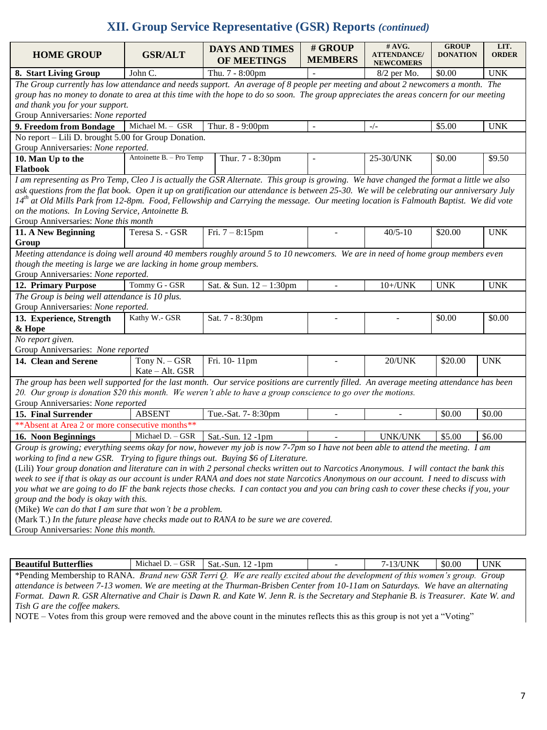# XII. Group Service Representative (GSR) Reports *(continued)*

| HOME GROUP | GSR/ALT | DAYS AND TIMES OF MEETINGS | # GROUP MEMBERS | # AVG. ATTENDANCE/ NEWCOMERS | GROUP DONATION | LIT. ORDER |
|---|---|---|---|---|---|---|
| **8. Start Living Group** | John C. | Thu. 7 - 8:00pm | - | 8/2 per Mo. | $0.00 | UNK |

*The Group currently has low attendance and needs support. An average of 8 people per meeting and about 2 newcomers a month. The group has no money to donate to area at this time with the hope to do so soon. The group appreciates the areas concern for our meeting and thank you for your support.*
Group Anniversaries: *None reported*

| HOME GROUP | GSR/ALT | DAYS AND TIMES OF MEETINGS | # GROUP MEMBERS | # AVG. ATTENDANCE/ NEWCOMERS | GROUP DONATION | LIT. ORDER |
|---|---|---|---|---|---|---|
| **9. Freedom from Bondage** | Michael M. – GSR | Thur. 8 - 9:00pm | - | -/- | $5.00 | UNK |

No report – Lili D. brought 5.00 for Group Donation.
Group Anniversaries: *None reported.*

| HOME GROUP | GSR/ALT | DAYS AND TIMES OF MEETINGS | # GROUP MEMBERS | # AVG. ATTENDANCE/ NEWCOMERS | GROUP DONATION | LIT. ORDER |
|---|---|---|---|---|---|---|
| **10. Man Up to the Flatbook** | Antoinette B. – Pro Temp | Thur. 7 - 8:30pm | - | 25-30/UNK | $0.00 | $9.50 |

*I am representing as Pro Temp, Cleo J is actually the GSR Alternate. This group is growing. We have changed the format a little we also ask questions from the flat book. Open it up on gratification our attendance is between 25-30. We will be celebrating our anniversary July 14th at Old Mills Park from 12-8pm. Food, Fellowship and Carrying the message. Our meeting location is Falmouth Baptist. We did vote on the motions. In Loving Service, Antoinette B.*
Group Anniversaries: *None this month*

| HOME GROUP | GSR/ALT | DAYS AND TIMES OF MEETINGS | # GROUP MEMBERS | # AVG. ATTENDANCE/ NEWCOMERS | GROUP DONATION | LIT. ORDER |
|---|---|---|---|---|---|---|
| **11. A New Beginning Group** | Teresa S. - GSR | Fri. 7 – 8:15pm | - | 40/5-10 | $20.00 | UNK |

*Meeting attendance is doing well around 40 members roughly around 5 to 10 newcomers. We are in need of home group members even though the meeting is large we are lacking in home group members.*
Group Anniversaries: *None reported.*

| HOME GROUP | GSR/ALT | DAYS AND TIMES OF MEETINGS | # GROUP MEMBERS | # AVG. ATTENDANCE/ NEWCOMERS | GROUP DONATION | LIT. ORDER |
|---|---|---|---|---|---|---|
| **12. Primary Purpose** | Tommy G - GSR | Sat. & Sun. 12 – 1:30pm | - | 10+/UNK | UNK | UNK |

*The Group is being well attendance is 10 plus.*
Group Anniversaries: *None reported.*

| HOME GROUP | GSR/ALT | DAYS AND TIMES OF MEETINGS | # GROUP MEMBERS | # AVG. ATTENDANCE/ NEWCOMERS | GROUP DONATION | LIT. ORDER |
|---|---|---|---|---|---|---|
| **13. Experience, Strength & Hope** | Kathy W.- GSR | Sat. 7 - 8:30pm | - | - | $0.00 | $0.00 |

*No report given.*
Group Anniversaries: *None reported*

| HOME GROUP | GSR/ALT | DAYS AND TIMES OF MEETINGS | # GROUP MEMBERS | # AVG. ATTENDANCE/ NEWCOMERS | GROUP DONATION | LIT. ORDER |
|---|---|---|---|---|---|---|
| **14. Clean and Serene** | Tony N. – GSR, Kate – Alt. GSR | Fri. 10- 11pm | - | 20/UNK | $20.00 | UNK |

*The group has been well supported for the last month. Our service positions are currently filled. An average meeting attendance has been 20. Our group is donation $20 this month. We weren't able to have a group conscience to go over the motions.*
Group Anniversaries: *None reported*

| HOME GROUP | GSR/ALT | DAYS AND TIMES OF MEETINGS | # GROUP MEMBERS | # AVG. ATTENDANCE/ NEWCOMERS | GROUP DONATION | LIT. ORDER |
|---|---|---|---|---|---|---|
| **15. Final Surrender** | ABSENT | Tue.-Sat. 7- 8:30pm | - | - | $0.00 | $0.00 |

\*\*Absent at Area 2 or more consecutive months\*\*

| HOME GROUP | GSR/ALT | DAYS AND TIMES OF MEETINGS | # GROUP MEMBERS | # AVG. ATTENDANCE/ NEWCOMERS | GROUP DONATION | LIT. ORDER |
|---|---|---|---|---|---|---|
| **16. Noon Beginnings** | Michael D. – GSR | Sat.-Sun. 12 -1pm | - | UNK/UNK | $5.00 | $6.00 |

*Group is growing; everything seems okay for now, however my job is now 7-7pm so I have not been able to attend the meeting. I am working to find a new GSR. Trying to figure things out. Buying $6 of Literature.*
(Lili) *Your group donation and literature can in with 2 personal checks written out to Narcotics Anonymous. I will contact the bank this week to see if that is okay as our account is under RANA and does not state Narcotics Anonymous on our account. I need to discuss with you what we are going to do IF the bank rejects those checks. I can contact you and you can bring cash to cover these checks if you, your group and the body is okay with this.*
(Mike) *We can do that I am sure that won't be a problem.*
(Mark T.) *In the future please have checks made out to RANA to be sure we are covered.*
Group Anniversaries: *None this month.*

| HOME GROUP | GSR/ALT | DAYS AND TIMES OF MEETINGS | # GROUP MEMBERS | # AVG. ATTENDANCE/ NEWCOMERS | GROUP DONATION | LIT. ORDER |
|---|---|---|---|---|---|---|
| **Beautiful Butterflies** | Michael D. – GSR | Sat.-Sun. 12 -1pm | - | 7-13/UNK | $0.00 | UNK |

\*Pending Membership to RANA. *Brand new GSR Terri Q. We are really excited about the development of this women's group. Group attendance is between 7-13 women. We are meeting at the Thurman-Brisben Center from 10-11am on Saturdays. We have an alternating Format. Dawn R. GSR Alternative and Chair is Dawn R. and Kate W. Jenn R. is the Secretary and Stephanie B. is Treasurer. Kate W. and Tish G are the coffee makers.*
NOTE – Votes from this group were removed and the above count in the minutes reflects this as this group is not yet a "Voting"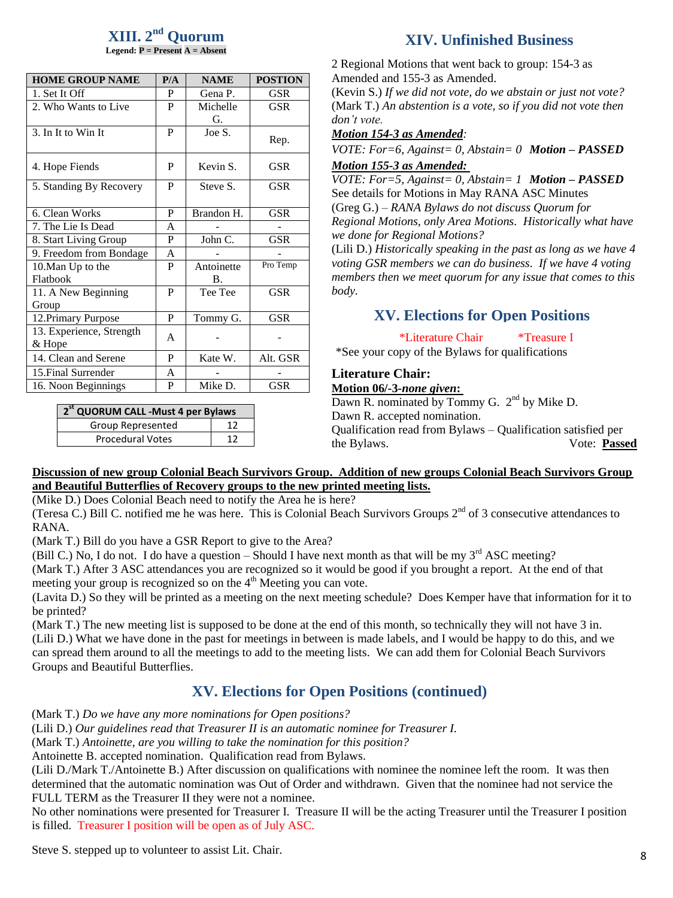## XIII. 2nd Quorum

**Legend: P = Present A = Absent**

| HOME GROUP NAME | P/A | NAME | POSTION |
|---|---|---|---|
| 1. Set It Off | P | Gena P. | GSR |
| 2. Who Wants to Live | P | Michelle G. | GSR |
| 3. In It to Win It | P | Joe S. | Rep. |
| 4. Hope Fiends | P | Kevin S. | GSR |
| 5. Standing By Recovery | P | Steve S. | GSR |
| 6. Clean Works | P | Brandon H. | GSR |
| 7. The Lie Is Dead | A | - | - |
| 8. Start Living Group | P | John C. | GSR |
| 9. Freedom from Bondage | A | - | - |
| 10.Man Up to the Flatbook | P | Antoinette B. | Pro Temp |
| 11. A New Beginning Group | P | Tee Tee | GSR |
| 12.Primary Purpose | P | Tommy G. | GSR |
| 13. Experience, Strength & Hope | A | - | - |
| 14. Clean and Serene | P | Kate W. | Alt. GSR |
| 15.Final Surrender | A | - | - |
| 16. Noon Beginnings | P | Mike D. | GSR |

| 2st QUORUM CALL -Must 4 per Bylaws | |
|---|---|
| Group Represented | 12 |
| Procedural Votes | 12 |

## XIV. Unfinished Business

2 Regional Motions that went back to group: 154-3 as Amended and 155-3 as Amended.

(Kevin S.) *If we did not vote, do we abstain or just not vote?*

(Mark T.) *An abstention is a vote, so if you did not vote then don't vote.*

***Motion 154-3 as Amended:***

*VOTE: For=6, Against= 0, Abstain= 0* ***Motion – PASSED***

***Motion 155-3 as Amended:***

*VOTE: For=5, Against= 0, Abstain= 1* ***Motion – PASSED***

See details for Motions in May RANA ASC Minutes

(Greg G.) – *RANA Bylaws do not discuss Quorum for Regional Motions, only Area Motions. Historically what have we done for Regional Motions?*

(Lili D.) *Historically speaking in the past as long as we have 4 voting GSR members we can do business. If we have 4 voting members then we meet quorum for any issue that comes to this body.*

## XV. Elections for Open Positions

*Literature Chair *Treasure I

*See your copy of the Bylaws for qualifications

### Literature Chair:

**Motion 06/-3-*none given*:**

Dawn R. nominated by Tommy G. 2nd by Mike D.

Dawn R. accepted nomination.

Qualification read from Bylaws – Qualification satisfied per the Bylaws. Vote: **Passed**

**Discussion of new group Colonial Beach Survivors Group. Addition of new groups Colonial Beach Survivors Group and Beautiful Butterflies of Recovery groups to the new printed meeting lists.**

(Mike D.) Does Colonial Beach need to notify the Area he is here?

(Teresa C.) Bill C. notified me he was here. This is Colonial Beach Survivors Groups 2nd of 3 consecutive attendances to RANA.

(Mark T.) Bill do you have a GSR Report to give to the Area?

(Bill C.) No, I do not. I do have a question – Should I have next month as that will be my 3rd ASC meeting?

(Mark T.) After 3 ASC attendances you are recognized so it would be good if you brought a report. At the end of that meeting your group is recognized so on the 4th Meeting you can vote.

(Lavita D.) So they will be printed as a meeting on the next meeting schedule? Does Kemper have that information for it to be printed?

(Mark T.) The new meeting list is supposed to be done at the end of this month, so technically they will not have 3 in.

(Lili D.) What we have done in the past for meetings in between is made labels, and I would be happy to do this, and we can spread them around to all the meetings to add to the meeting lists. We can add them for Colonial Beach Survivors Groups and Beautiful Butterflies.

## XV. Elections for Open Positions (continued)

(Mark T.) *Do we have any more nominations for Open positions?*

(Lili D.) *Our guidelines read that Treasurer II is an automatic nominee for Treasurer I.*

(Mark T.) *Antoinette, are you willing to take the nomination for this position?*

Antoinette B. accepted nomination. Qualification read from Bylaws.

(Lili D./Mark T./Antoinette B.) After discussion on qualifications with nominee the nominee left the room. It was then determined that the automatic nomination was Out of Order and withdrawn. Given that the nominee had not service the FULL TERM as the Treasurer II they were not a nominee.

No other nominations were presented for Treasurer I. Treasure II will be the acting Treasurer until the Treasurer I position is filled. Treasurer I position will be open as of July ASC.

Steve S. stepped up to volunteer to assist Lit. Chair.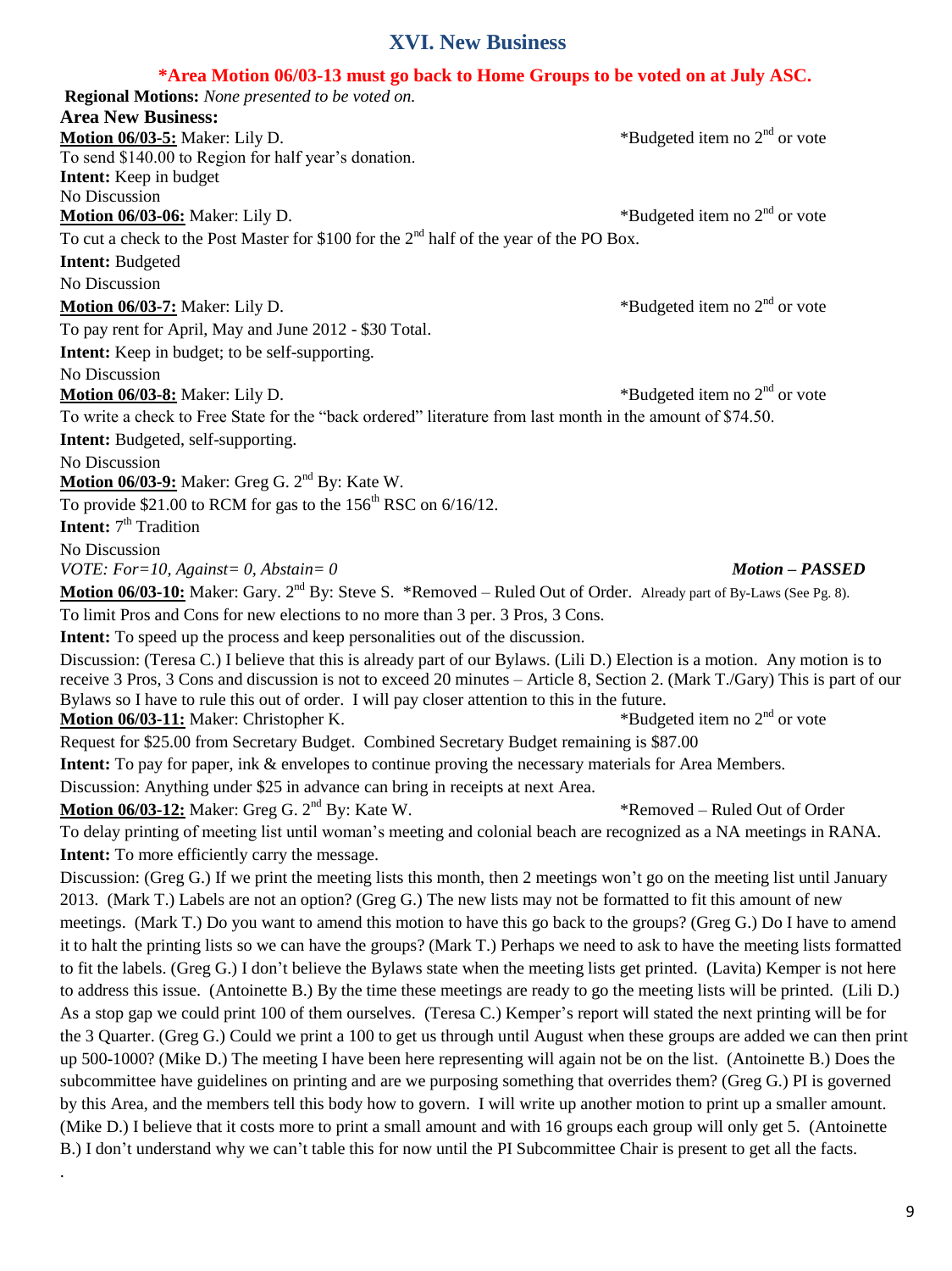# XVI. New Business

**\*Area Motion 06/03-13 must go back to Home Groups to be voted on at July ASC.**

**Regional Motions:** *None presented to be voted on.*

**Area New Business:**

**Motion 06/03-5:** Maker: Lily D. *Budgeted item no 2nd or vote

To send $140.00 to Region for half year's donation.

**Intent:** Keep in budget

No Discussion

**Motion 06/03-06:** Maker: Lily D. *Budgeted item no 2nd or vote

To cut a check to the Post Master for $100 for the 2nd half of the year of the PO Box.

**Intent:** Budgeted

No Discussion

**Motion 06/03-7:** Maker: Lily D. *Budgeted item no 2nd or vote

To pay rent for April, May and June 2012 - $30 Total.

**Intent:** Keep in budget; to be self-supporting.

No Discussion

**Motion 06/03-8:** Maker: Lily D. *Budgeted item no 2nd or vote

To write a check to Free State for the "back ordered" literature from last month in the amount of $74.50.

**Intent:** Budgeted, self-supporting.

No Discussion

**Motion 06/03-9:** Maker: Greg G. 2nd By: Kate W.

To provide $21.00 to RCM for gas to the 156th RSC on 6/16/12.

**Intent:** 7th Tradition

No Discussion

*VOTE: For=10, Against= 0, Abstain= 0* ***Motion – PASSED***

**Motion 06/03-10:** Maker: Gary. 2nd By: Steve S. *Removed – Ruled Out of Order. Already part of By-Laws (See Pg. 8).

To limit Pros and Cons for new elections to no more than 3 per. 3 Pros, 3 Cons.

**Intent:** To speed up the process and keep personalities out of the discussion.

Discussion: (Teresa C.) I believe that this is already part of our Bylaws. (Lili D.) Election is a motion. Any motion is to receive 3 Pros, 3 Cons and discussion is not to exceed 20 minutes – Article 8, Section 2. (Mark T./Gary) This is part of our Bylaws so I have to rule this out of order. I will pay closer attention to this in the future.

**Motion 06/03-11:** Maker: Christopher K. *Budgeted item no 2nd or vote

Request for $25.00 from Secretary Budget. Combined Secretary Budget remaining is $87.00

**Intent:** To pay for paper, ink & envelopes to continue proving the necessary materials for Area Members.

Discussion: Anything under $25 in advance can bring in receipts at next Area.

**Motion 06/03-12:** Maker: Greg G. 2nd By: Kate W. *Removed – Ruled Out of Order

To delay printing of meeting list until woman's meeting and colonial beach are recognized as a NA meetings in RANA.

**Intent:** To more efficiently carry the message.

Discussion: (Greg G.) If we print the meeting lists this month, then 2 meetings won't go on the meeting list until January 2013. (Mark T.) Labels are not an option? (Greg G.) The new lists may not be formatted to fit this amount of new meetings. (Mark T.) Do you want to amend this motion to have this go back to the groups? (Greg G.) Do I have to amend it to halt the printing lists so we can have the groups? (Mark T.) Perhaps we need to ask to have the meeting lists formatted to fit the labels. (Greg G.) I don't believe the Bylaws state when the meeting lists get printed. (Lavita) Kemper is not here to address this issue. (Antoinette B.) By the time these meetings are ready to go the meeting lists will be printed. (Lili D.) As a stop gap we could print 100 of them ourselves. (Teresa C.) Kemper's report will stated the next printing will be for the 3 Quarter. (Greg G.) Could we print a 100 to get us through until August when these groups are added we can then print up 500-1000? (Mike D.) The meeting I have been here representing will again not be on the list. (Antoinette B.) Does the subcommittee have guidelines on printing and are we purposing something that overrides them? (Greg G.) PI is governed by this Area, and the members tell this body how to govern. I will write up another motion to print up a smaller amount. (Mike D.) I believe that it costs more to print a small amount and with 16 groups each group will only get 5. (Antoinette B.) I don't understand why we can't table this for now until the PI Subcommittee Chair is present to get all the facts.

.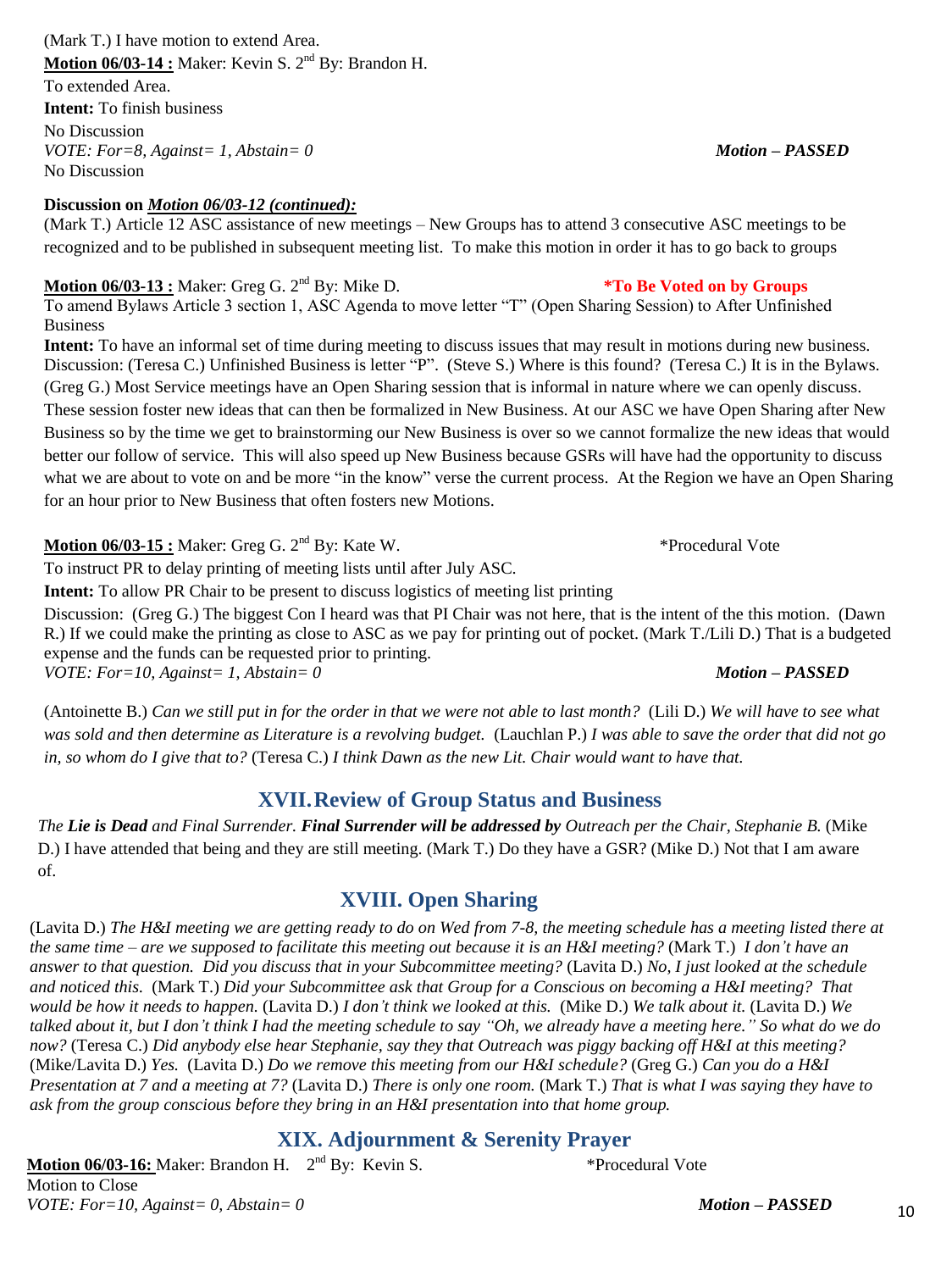(Mark T.) I have motion to extend Area.

**Motion 06/03-14 :** Maker: Kevin S. 2nd By: Brandon H.

To extended Area.

**Intent:** To finish business

No Discussion

*VOTE: For=8, Against= 1, Abstain= 0* ***Motion – PASSED***

No Discussion

**Discussion on *Motion 06/03-12 (continued):***

(Mark T.) Article 12 ASC assistance of new meetings – New Groups has to attend 3 consecutive ASC meetings to be recognized and to be published in subsequent meeting list. To make this motion in order it has to go back to groups

**Motion 06/03-13 :** Maker: Greg G. 2nd By: Mike D. ***To Be Voted on by Groups**

To amend Bylaws Article 3 section 1, ASC Agenda to move letter "T" (Open Sharing Session) to After Unfinished Business

**Intent:** To have an informal set of time during meeting to discuss issues that may result in motions during new business. Discussion: (Teresa C.) Unfinished Business is letter "P". (Steve S.) Where is this found? (Teresa C.) It is in the Bylaws. (Greg G.) Most Service meetings have an Open Sharing session that is informal in nature where we can openly discuss. These session foster new ideas that can then be formalized in New Business. At our ASC we have Open Sharing after New Business so by the time we get to brainstorming our New Business is over so we cannot formalize the new ideas that would better our follow of service. This will also speed up New Business because GSRs will have had the opportunity to discuss what we are about to vote on and be more "in the know" verse the current process. At the Region we have an Open Sharing for an hour prior to New Business that often fosters new Motions.

**Motion 06/03-15 :** Maker: Greg G. 2nd By: Kate W. *Procedural Vote

To instruct PR to delay printing of meeting lists until after July ASC.

**Intent:** To allow PR Chair to be present to discuss logistics of meeting list printing

Discussion: (Greg G.) The biggest Con I heard was that PI Chair was not here, that is the intent of the this motion. (Dawn R.) If we could make the printing as close to ASC as we pay for printing out of pocket. (Mark T./Lili D.) That is a budgeted expense and the funds can be requested prior to printing.

*VOTE: For=10, Against= 1, Abstain= 0* ***Motion – PASSED***

(Antoinette B.) *Can we still put in for the order in that we were not able to last month?* (Lili D.) *We will have to see what was sold and then determine as Literature is a revolving budget.* (Lauchlan P.) *I was able to save the order that did not go in, so whom do I give that to?* (Teresa C.) *I think Dawn as the new Lit. Chair would want to have that.*

## XVII. Review of Group Status and Business

*The **Lie is Dead** and Final Surrender. **Final Surrender will be addressed by** Outreach per the Chair, Stephanie B.* (Mike D.) I have attended that being and they are still meeting. (Mark T.) Do they have a GSR? (Mike D.) Not that I am aware of.

## XVIII. Open Sharing

(Lavita D.) *The H&I meeting we are getting ready to do on Wed from 7-8, the meeting schedule has a meeting listed there at the same time – are we supposed to facilitate this meeting out because it is an H&I meeting?* (Mark T.) *I don't have an answer to that question. Did you discuss that in your Subcommittee meeting?* (Lavita D.) *No, I just looked at the schedule and noticed this.* (Mark T.) *Did your Subcommittee ask that Group for a Conscious on becoming a H&I meeting? That would be how it needs to happen.* (Lavita D.) *I don't think we looked at this.* (Mike D.) *We talk about it.* (Lavita D.) *We talked about it, but I don't think I had the meeting schedule to say "Oh, we already have a meeting here." So what do we do now?* (Teresa C.) *Did anybody else hear Stephanie, say they that Outreach was piggy backing off H&I at this meeting?* (Mike/Lavita D.) *Yes.* (Lavita D.) *Do we remove this meeting from our H&I schedule?* (Greg G.) *Can you do a H&I Presentation at 7 and a meeting at 7?* (Lavita D.) *There is only one room.* (Mark T.) *That is what I was saying they have to ask from the group conscious before they bring in an H&I presentation into that home group.*

## XIX. Adjournment & Serenity Prayer

**Motion 06/03-16:** Maker: Brandon H. 2nd By: Kevin S. *Procedural Vote

Motion to Close

*VOTE: For=10, Against= 0, Abstain= 0* ***Motion – PASSED***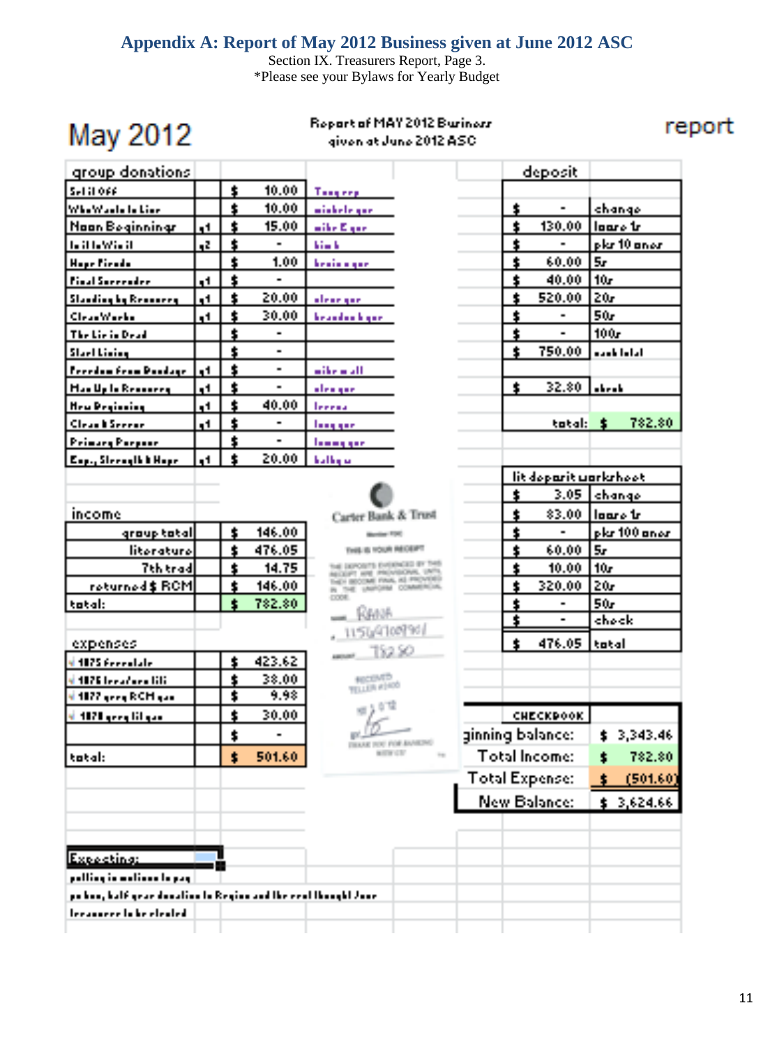# Appendix A: Report of May 2012 Business given at June 2012 ASC

Section IX. Treasurers Report, Page 3.
*Please see your Bylaws for Yearly Budget

**May 2012** — Report of MAY 2012 Business given at June 2012 ASC — report

| group donations | | | | | deposit | |
|---|---|---|---|---|---|---|
| Sell it Off | | $ 10.00 | | | | |
| Who Wants to Live | | $ 10.00 | | | $ - | change |
| Noon Beginnings | q1 | $ 15.00 | | | $ 130.00 | loose 1s |
| | q2 | $ - | | | $ - | pkg 10 ones |
| Hope Finds | | $ 1.00 | | | $ 60.00 | 5s |
| Final Surrender | q1 | $ - | | | $ 40.00 | 10s |
| Standing by Recovery | q1 | $ 20.00 | | | $ 520.00 | 20s |
| Clean Works | q1 | $ 30.00 | | | $ - | 50s |
| The Living Dead | | $ - | | | $ - | 100s |
| Start Living | | $ - | | | $ 750.00 | cash total |
| Freedom from Bondage | q1 | $ - | | | | |
| Man Up to Recovery | q1 | $ - | | | $ 32.80 | check |
| New Beginning | q1 | $ 40.00 | | | | |
| Clean & Serene | q1 | $ - | | | total: | $ 782.80 |
| Primary Purpose | | $ - | | | | |
| Exp., Strength & Hope | q1 | $ 20.00 | | | | |

| income | |
|---|---|
| group total | $ 146.00 |
| literature | $ 476.05 |
| 7th trad | $ 14.75 |
| returned $ RCM | $ 146.00 |
| total: | $ 782.80 |

| lit deposit worksheet | |
|---|---|
| $ 3.05 | change |
| $ 83.00 | loose 1s |
| $ - | pkg 100 ones |
| $ 60.00 | 5s |
| $ 10.00 | 10s |
| $ 320.00 | 20s |
| $ - | 50s |
| $ - | check |
| $ 476.05 | total |

| expenses | |
|---|---|
| 1875 | $ 423.62 |
| 1876 | $ 38.00 |
| 1877 | $ 9.98 |
| 1878 | $ 30.00 |
| | $ - |
| total: | $ 501.60 |

| CHECKBOOK | |
|---|---|
| Beginning balance: | $ 3,343.46 |
| Total Income: | $ 782.80 |
| Total Expense: | $ (501.60) |
| New Balance: | $ 3,624.66 |

Carter Bank & Trust — This is your receipt — 752.50

**Expecting:**

treasurer to be elected